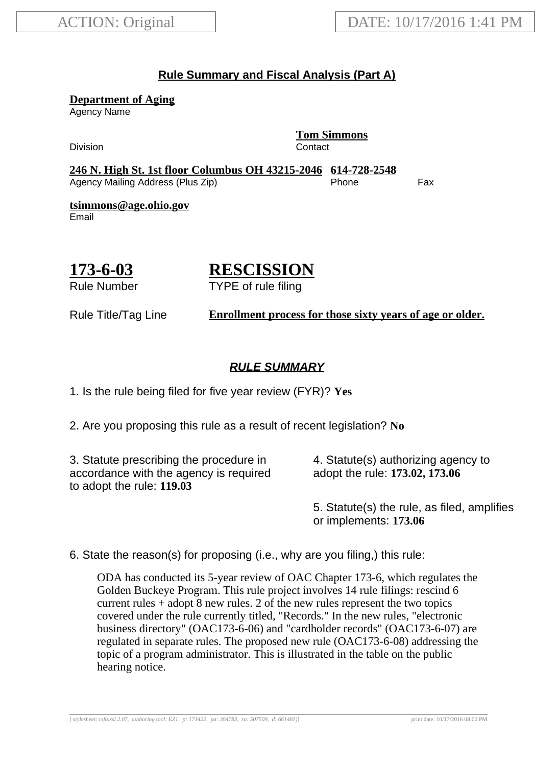ACTION: Original

DATE: 10/17/2016 1:41 PM

## Rule Summary and Fiscal Analysis (Part A)

**Department of Aging**
Agency Name

Division

**Tom Simmons**
Contact

**246 N. High St. 1st floor Columbus OH 43215-2046**
Agency Mailing Address (Plus Zip)

**614-728-2548**
Phone

Fax

**tsimmons@age.ohio.gov**
Email

# 173-6-03

Rule Number

# RESCISSION

TYPE of rule filing

Rule Title/Tag Line **Enrollment process for those sixty years of age or older.**

## *RULE SUMMARY*

1. Is the rule being filed for five year review (FYR)? **Yes**

2. Are you proposing this rule as a result of recent legislation? **No**

3. Statute prescribing the procedure in accordance with the agency is required to adopt the rule: **119.03**

4. Statute(s) authorizing agency to adopt the rule: **173.02, 173.06**

5. Statute(s) the rule, as filed, amplifies or implements: **173.06**

6. State the reason(s) for proposing (i.e., why are you filing,) this rule:

ODA has conducted its 5-year review of OAC Chapter 173-6, which regulates the Golden Buckeye Program. This rule project involves 14 rule filings: rescind 6 current rules + adopt 8 new rules. 2 of the new rules represent the two topics covered under the rule currently titled, "Records." In the new rules, "electronic business directory" (OAC173-6-06) and "cardholder records" (OAC173-6-07) are regulated in separate rules. The proposed new rule (OAC173-6-08) addressing the topic of a program administrator. This is illustrated in the table on the public hearing notice.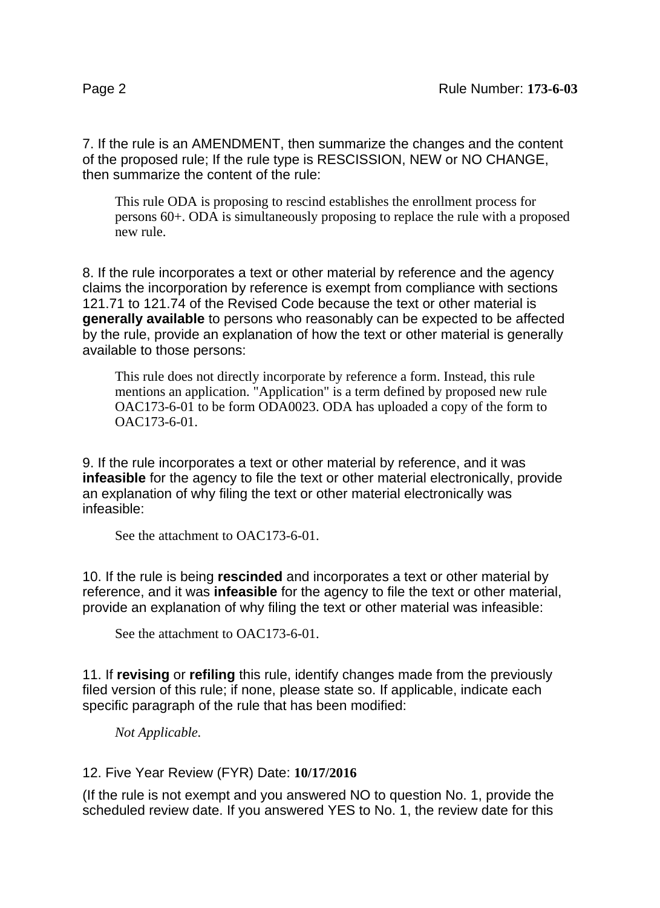7. If the rule is an AMENDMENT, then summarize the changes and the content of the proposed rule; If the rule type is RESCISSION, NEW or NO CHANGE, then summarize the content of the rule:

> This rule ODA is proposing to rescind establishes the enrollment process for persons 60+. ODA is simultaneously proposing to replace the rule with a proposed new rule.

8. If the rule incorporates a text or other material by reference and the agency claims the incorporation by reference is exempt from compliance with sections 121.71 to 121.74 of the Revised Code because the text or other material is **generally available** to persons who reasonably can be expected to be affected by the rule, provide an explanation of how the text or other material is generally available to those persons:

> This rule does not directly incorporate by reference a form. Instead, this rule mentions an application. "Application" is a term defined by proposed new rule OAC173-6-01 to be form ODA0023. ODA has uploaded a copy of the form to OAC173-6-01.

9. If the rule incorporates a text or other material by reference, and it was **infeasible** for the agency to file the text or other material electronically, provide an explanation of why filing the text or other material electronically was infeasible:

> See the attachment to OAC173-6-01.

10. If the rule is being **rescinded** and incorporates a text or other material by reference, and it was **infeasible** for the agency to file the text or other material, provide an explanation of why filing the text or other material was infeasible:

> See the attachment to OAC173-6-01.

11. If **revising** or **refiling** this rule, identify changes made from the previously filed version of this rule; if none, please state so. If applicable, indicate each specific paragraph of the rule that has been modified:

> *Not Applicable.*

12. Five Year Review (FYR) Date: **10/17/2016**

(If the rule is not exempt and you answered NO to question No. 1, provide the scheduled review date. If you answered YES to No. 1, the review date for this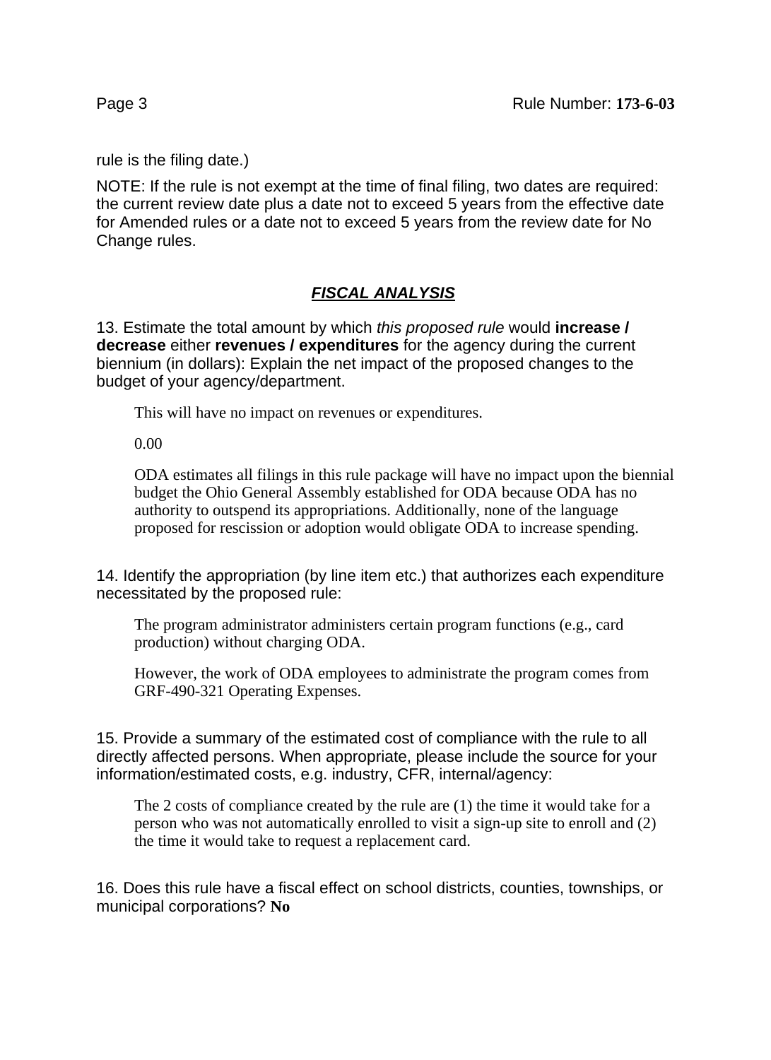rule is the filing date.)

NOTE: If the rule is not exempt at the time of final filing, two dates are required: the current review date plus a date not to exceed 5 years from the effective date for Amended rules or a date not to exceed 5 years from the review date for No Change rules.

## ***FISCAL ANALYSIS***

13. Estimate the total amount by which *this proposed rule* would **increase / decrease** either **revenues / expenditures** for the agency during the current biennium (in dollars): Explain the net impact of the proposed changes to the budget of your agency/department.

> This will have no impact on revenues or expenditures.
>
> 0.00
>
> ODA estimates all filings in this rule package will have no impact upon the biennial budget the Ohio General Assembly established for ODA because ODA has no authority to outspend its appropriations. Additionally, none of the language proposed for rescission or adoption would obligate ODA to increase spending.

14. Identify the appropriation (by line item etc.) that authorizes each expenditure necessitated by the proposed rule:

> The program administrator administers certain program functions (e.g., card production) without charging ODA.
>
> However, the work of ODA employees to administrate the program comes from GRF-490-321 Operating Expenses.

15. Provide a summary of the estimated cost of compliance with the rule to all directly affected persons. When appropriate, please include the source for your information/estimated costs, e.g. industry, CFR, internal/agency:

> The 2 costs of compliance created by the rule are (1) the time it would take for a person who was not automatically enrolled to visit a sign-up site to enroll and (2) the time it would take to request a replacement card.

16. Does this rule have a fiscal effect on school districts, counties, townships, or municipal corporations? **No**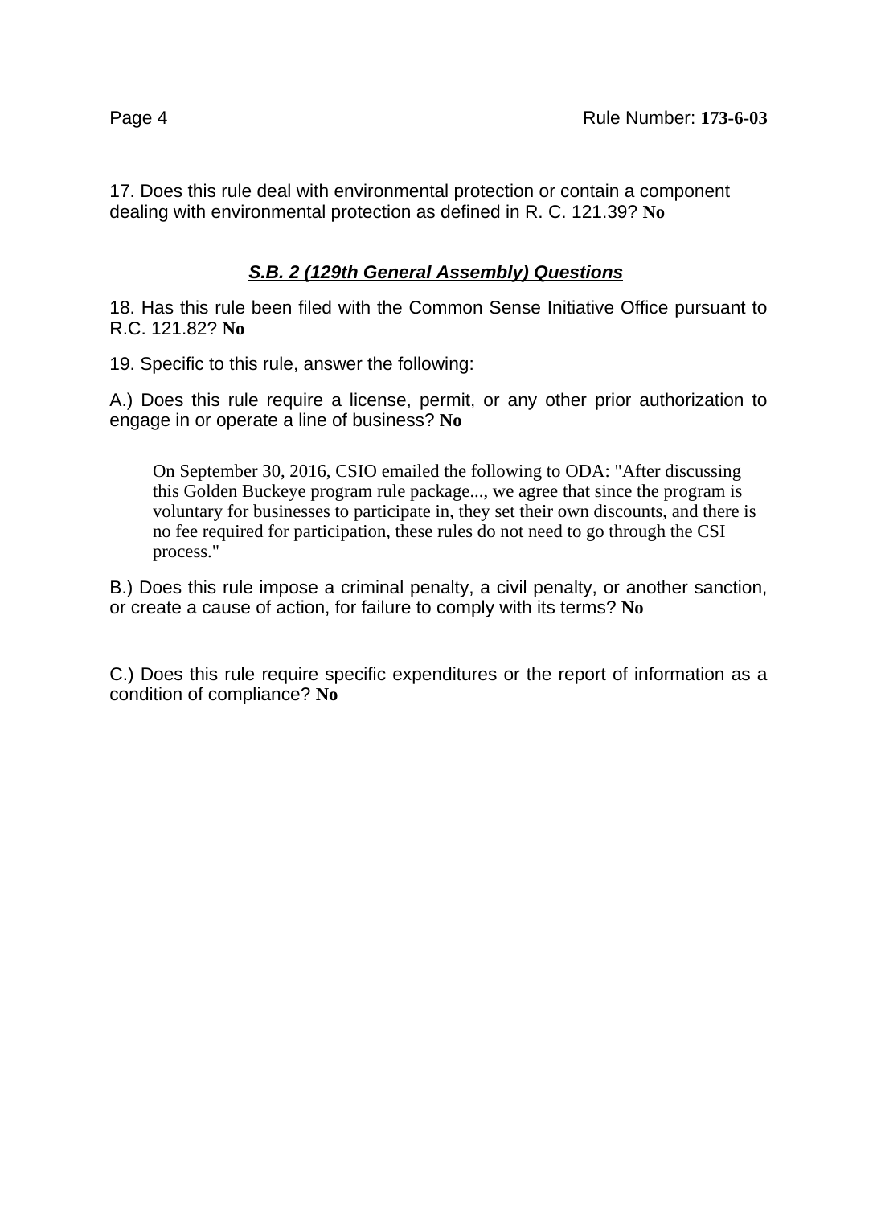17. Does this rule deal with environmental protection or contain a component dealing with environmental protection as defined in R. C. 121.39? **No**

### ***S.B. 2 (129th General Assembly) Questions***

18. Has this rule been filed with the Common Sense Initiative Office pursuant to R.C. 121.82? **No**

19. Specific to this rule, answer the following:

A.) Does this rule require a license, permit, or any other prior authorization to engage in or operate a line of business? **No**

> On September 30, 2016, CSIO emailed the following to ODA: "After discussing this Golden Buckeye program rule package..., we agree that since the program is voluntary for businesses to participate in, they set their own discounts, and there is no fee required for participation, these rules do not need to go through the CSI process."

B.) Does this rule impose a criminal penalty, a civil penalty, or another sanction, or create a cause of action, for failure to comply with its terms? **No**

C.) Does this rule require specific expenditures or the report of information as a condition of compliance? **No**